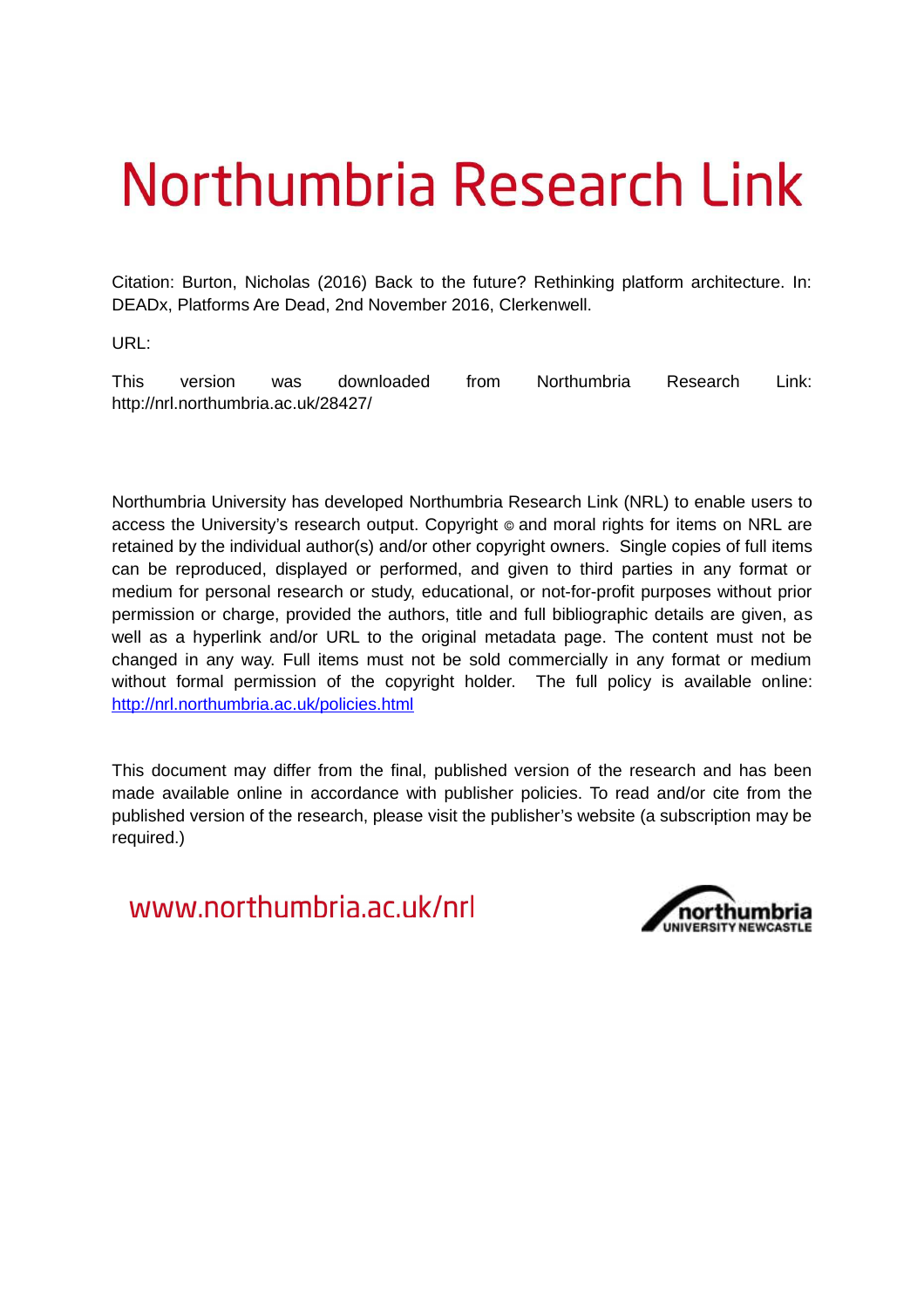# Northumbria Research Link

Citation: Burton, Nicholas (2016) Back to the future? Rethinking platform architecture. In: DEADx, Platforms Are Dead, 2nd November 2016, Clerkenwell.

URL:

This version was downloaded from Northumbria Research Link: http://nrl.northumbria.ac.uk/28427/

Northumbria University has developed Northumbria Research Link (NRL) to enable users to access the University's research output. Copyright © and moral rights for items on NRL are retained by the individual author(s) and/or other copyright owners. Single copies of full items can be reproduced, displayed or performed, and given to third parties in any format or medium for personal research or study, educational, or not-for-profit purposes without prior permission or charge, provided the authors, title and full bibliographic details are given, as well as a hyperlink and/or URL to the original metadata page. The content must not be changed in any way. Full items must not be sold commercially in any format or medium without formal permission of the copyright holder. The full policy is available online: http://nrl.northumbria.ac.uk/policies.html

This document may differ from the final, published version of the research and has been made available online in accordance with publisher policies. To read and/or cite from the published version of the research, please visit the publisher's website (a subscription may be required.)

www.northumbria.ac.uk/nrl

northumbria
UNIVERSITY NEWCASTLE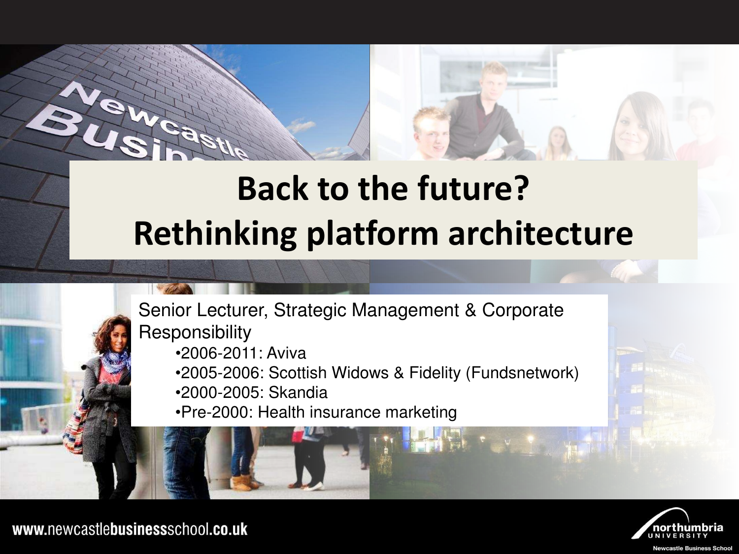# Back to the future?
# Rethinking platform architecture

Senior Lecturer, Strategic Management & Corporate Responsibility

- 2006-2011: Aviva
- 2005-2006: Scottish Widows & Fidelity (Fundsnetwork)
- 2000-2005: Skandia
- Pre-2000: Health insurance marketing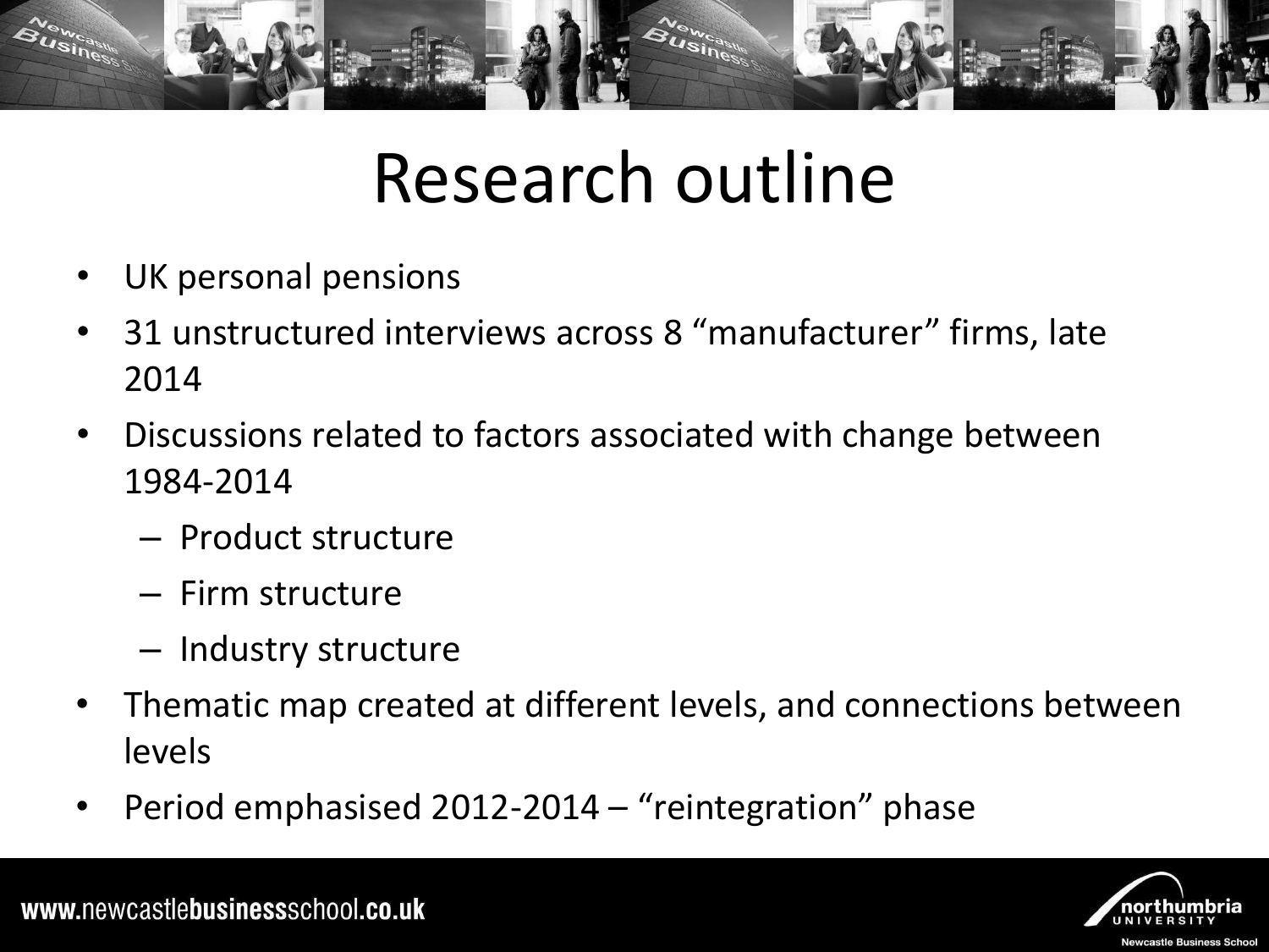# Research outline

- UK personal pensions
- 31 unstructured interviews across 8 "manufacturer" firms, late 2014
- Discussions related to factors associated with change between 1984-2014
  - Product structure
  - Firm structure
  - Industry structure
- Thematic map created at different levels, and connections between levels
- Period emphasised 2012-2014 – "reintegration" phase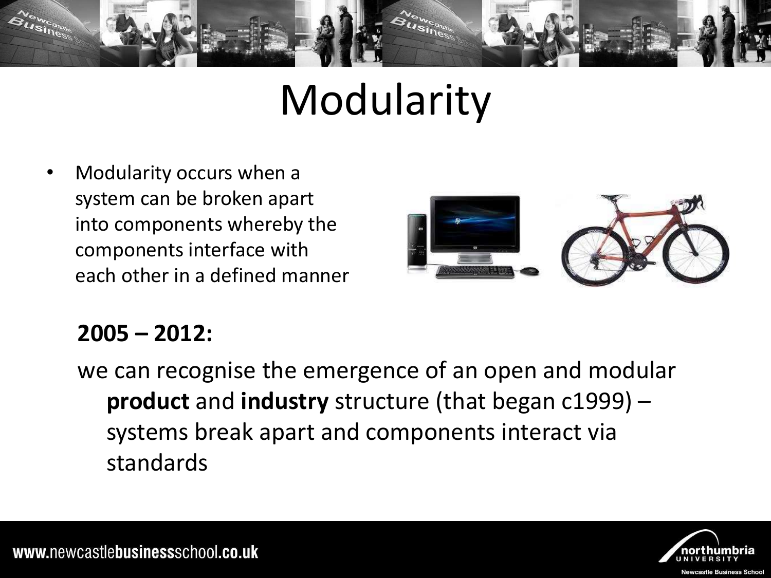# Modularity

- Modularity occurs when a system can be broken apart into components whereby the components interface with each other in a defined manner

**2005 – 2012:**

we can recognise the emergence of an open and modular **product** and **industry** structure (that began c1999) – systems break apart and components interact via standards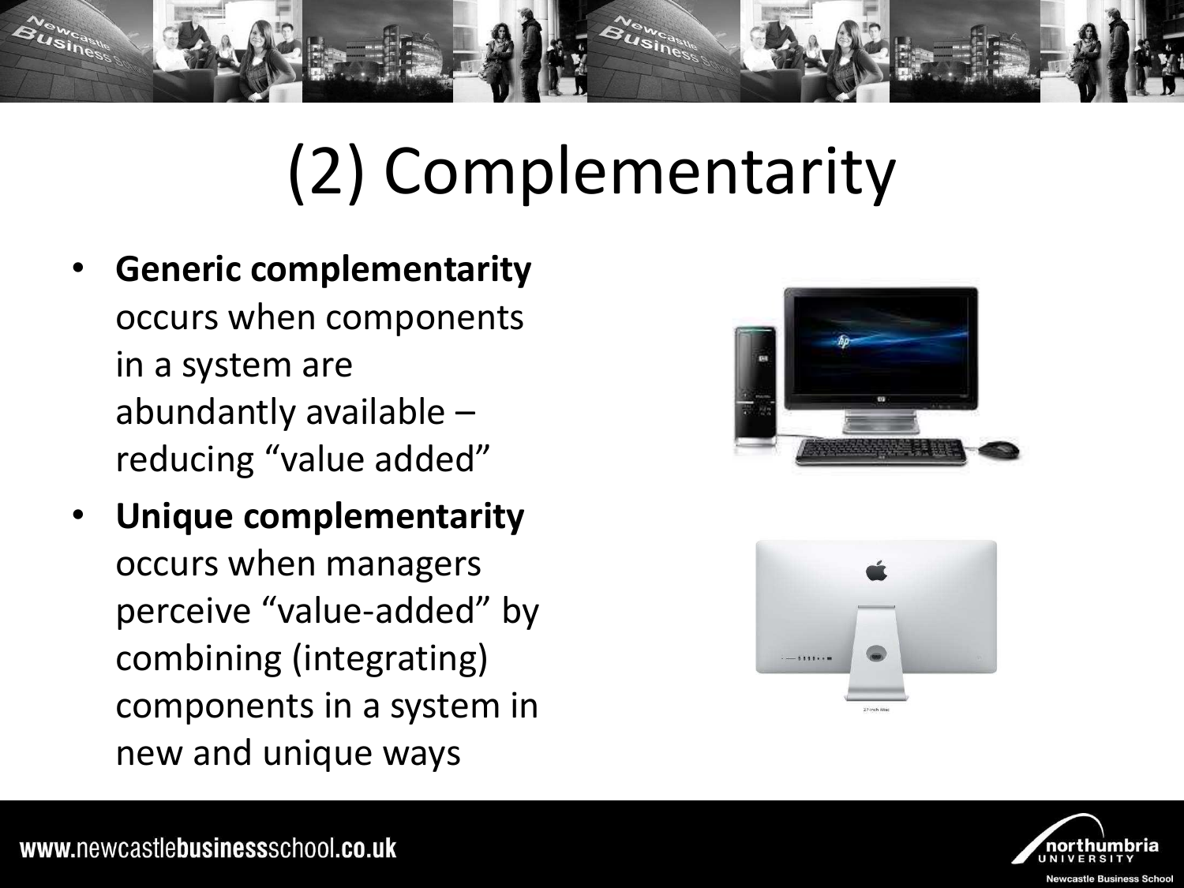# (2) Complementarity

- **Generic complementarity** occurs when components in a system are abundantly available – reducing "value added"
- **Unique complementarity** occurs when managers perceive "value-added" by combining (integrating) components in a system in new and unique ways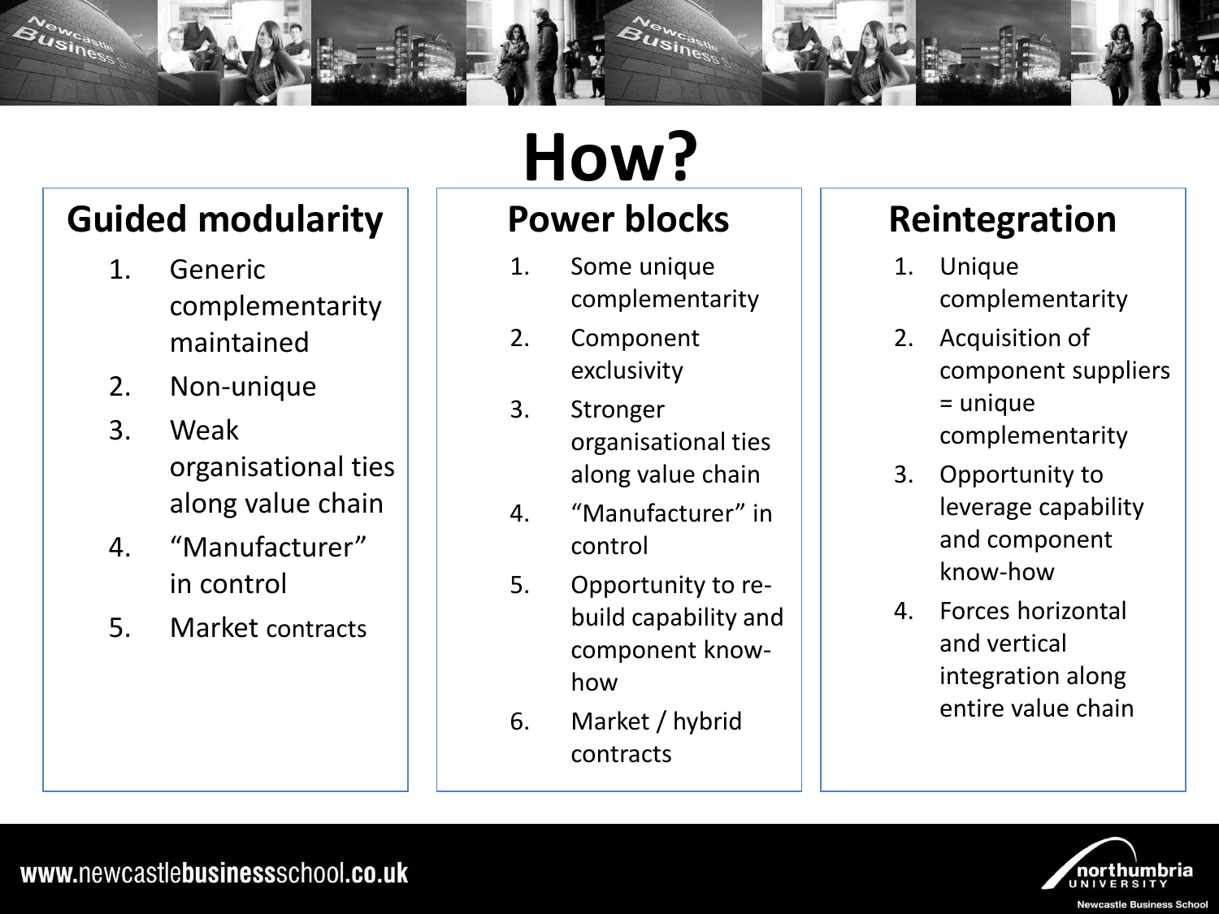# How?

## Guided modularity

1. Generic complementarity maintained
2. Non-unique
3. Weak organisational ties along value chain
4. "Manufacturer" in control
5. Market contracts

## Power blocks

1. Some unique complementarity
2. Component exclusivity
3. Stronger organisational ties along value chain
4. "Manufacturer" in control
5. Opportunity to re-build capability and component know-how
6. Market / hybrid contracts

## Reintegration

1. Unique complementarity
2. Acquisition of component suppliers = unique complementarity
3. Opportunity to leverage capability and component know-how
4. Forces horizontal and vertical integration along entire value chain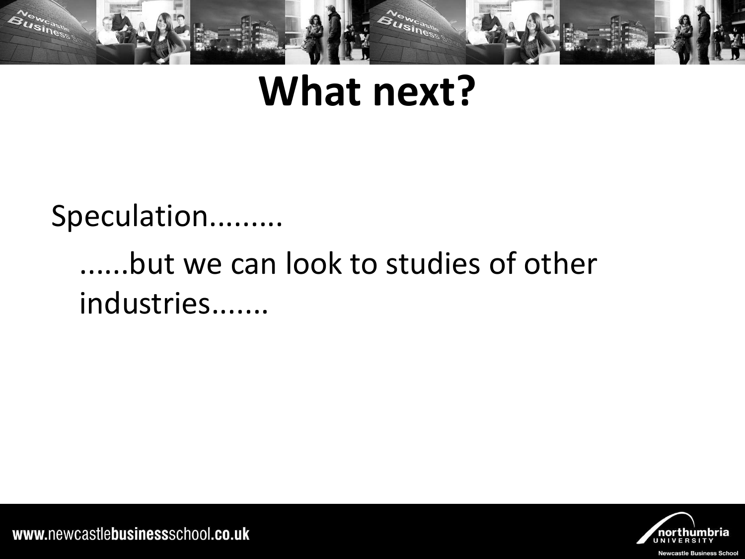# What next?

Speculation.........

......but we can look to studies of other industries.......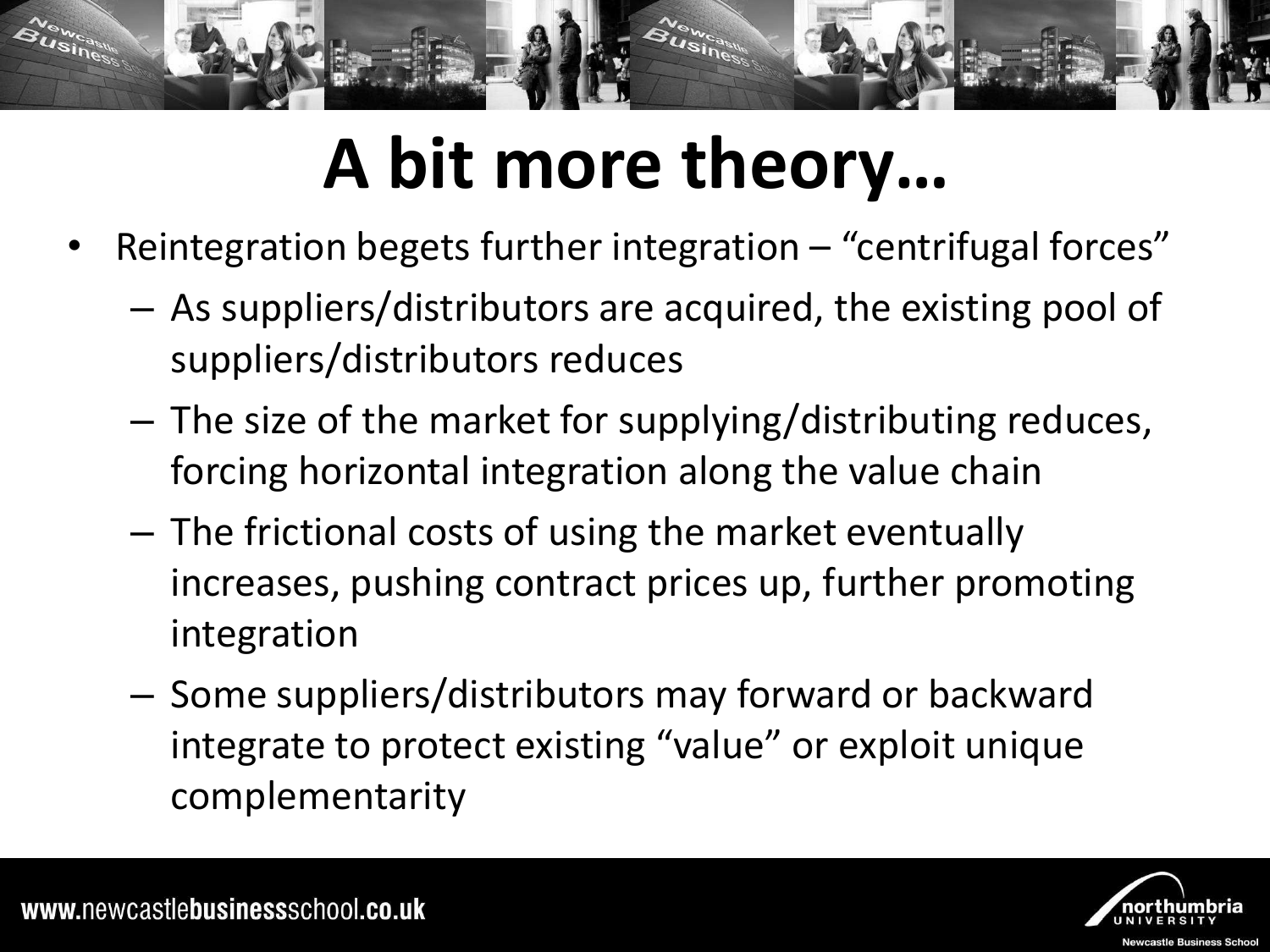# A bit more theory…

- Reintegration begets further integration – "centrifugal forces"
  - As suppliers/distributors are acquired, the existing pool of suppliers/distributors reduces
  - The size of the market for supplying/distributing reduces, forcing horizontal integration along the value chain
  - The frictional costs of using the market eventually increases, pushing contract prices up, further promoting integration
  - Some suppliers/distributors may forward or backward integrate to protect existing "value" or exploit unique complementarity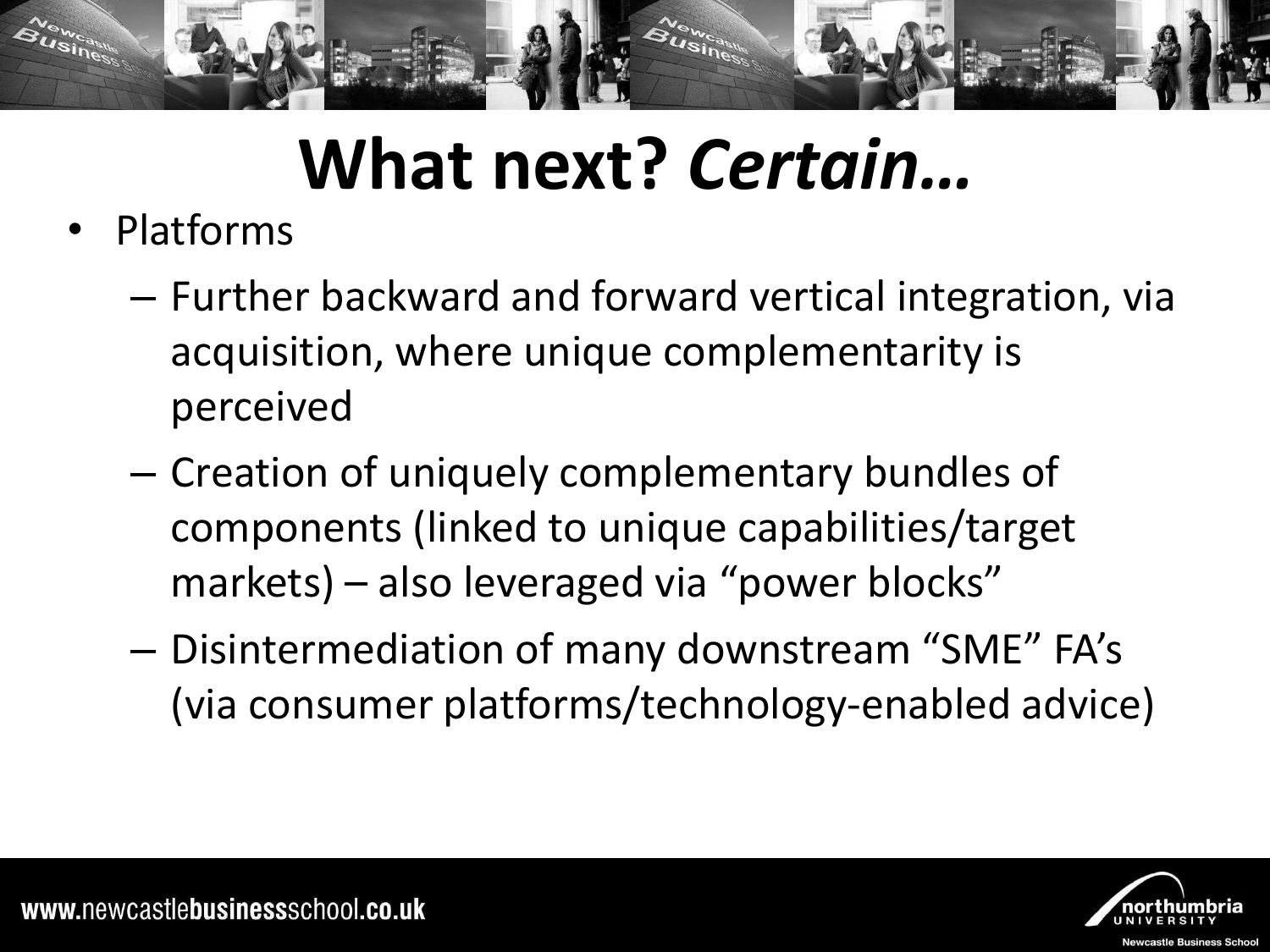# What next? *Certain…*

- Platforms
  - Further backward and forward vertical integration, via acquisition, where unique complementarity is perceived
  - Creation of uniquely complementary bundles of components (linked to unique capabilities/target markets) – also leveraged via "power blocks"
  - Disintermediation of many downstream "SME" FA's (via consumer platforms/technology-enabled advice)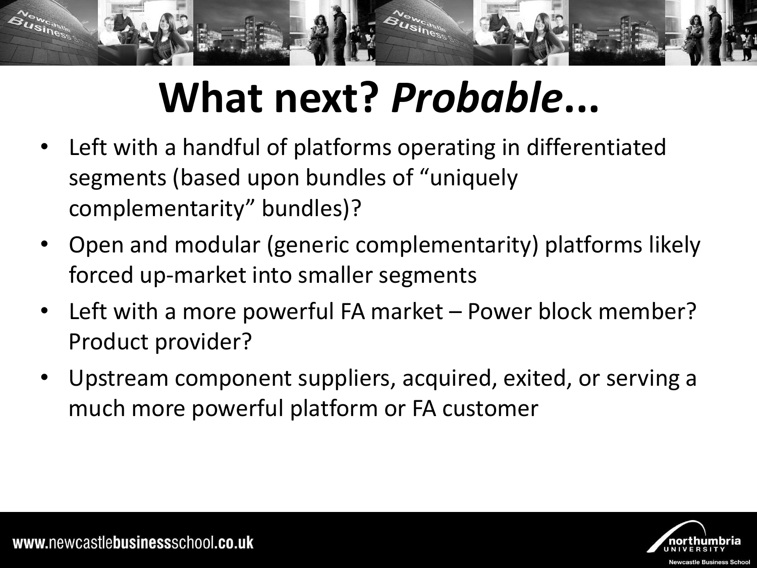# What next? *Probable*...

- Left with a handful of platforms operating in differentiated segments (based upon bundles of "uniquely complementarity" bundles)?
- Open and modular (generic complementarity) platforms likely forced up-market into smaller segments
- Left with a more powerful FA market – Power block member? Product provider?
- Upstream component suppliers, acquired, exited, or serving a much more powerful platform or FA customer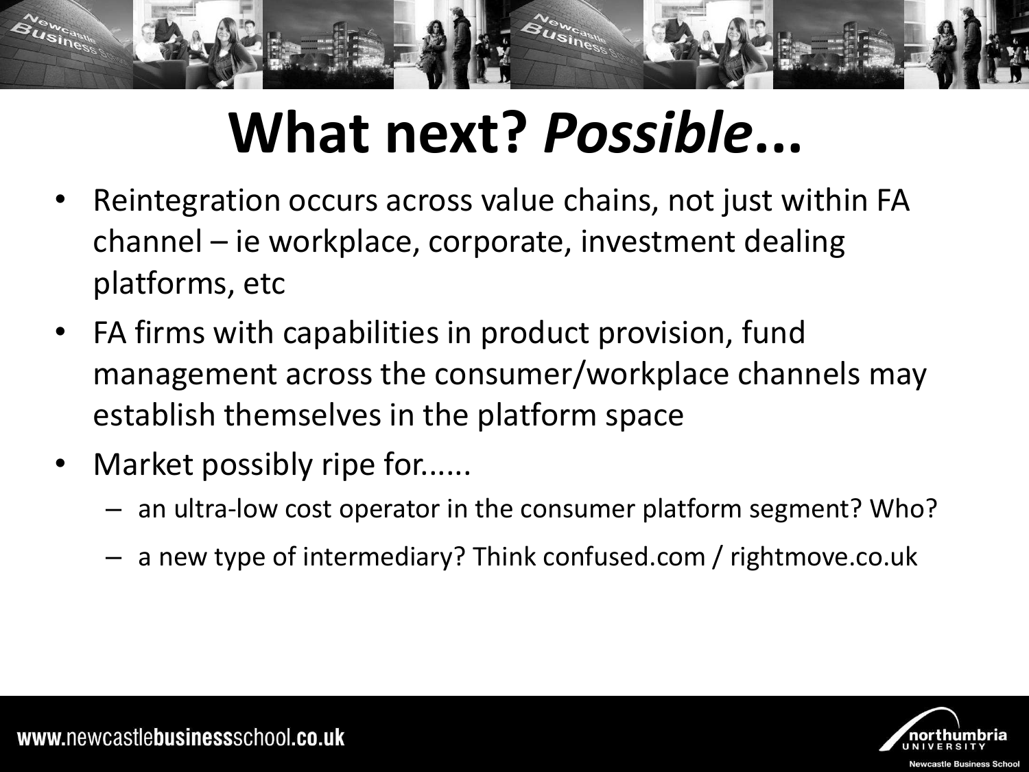# What next? *Possible*...

- Reintegration occurs across value chains, not just within FA channel – ie workplace, corporate, investment dealing platforms, etc
- FA firms with capabilities in product provision, fund management across the consumer/workplace channels may establish themselves in the platform space
- Market possibly ripe for......
  - an ultra-low cost operator in the consumer platform segment? Who?
  - a new type of intermediary? Think confused.com / rightmove.co.uk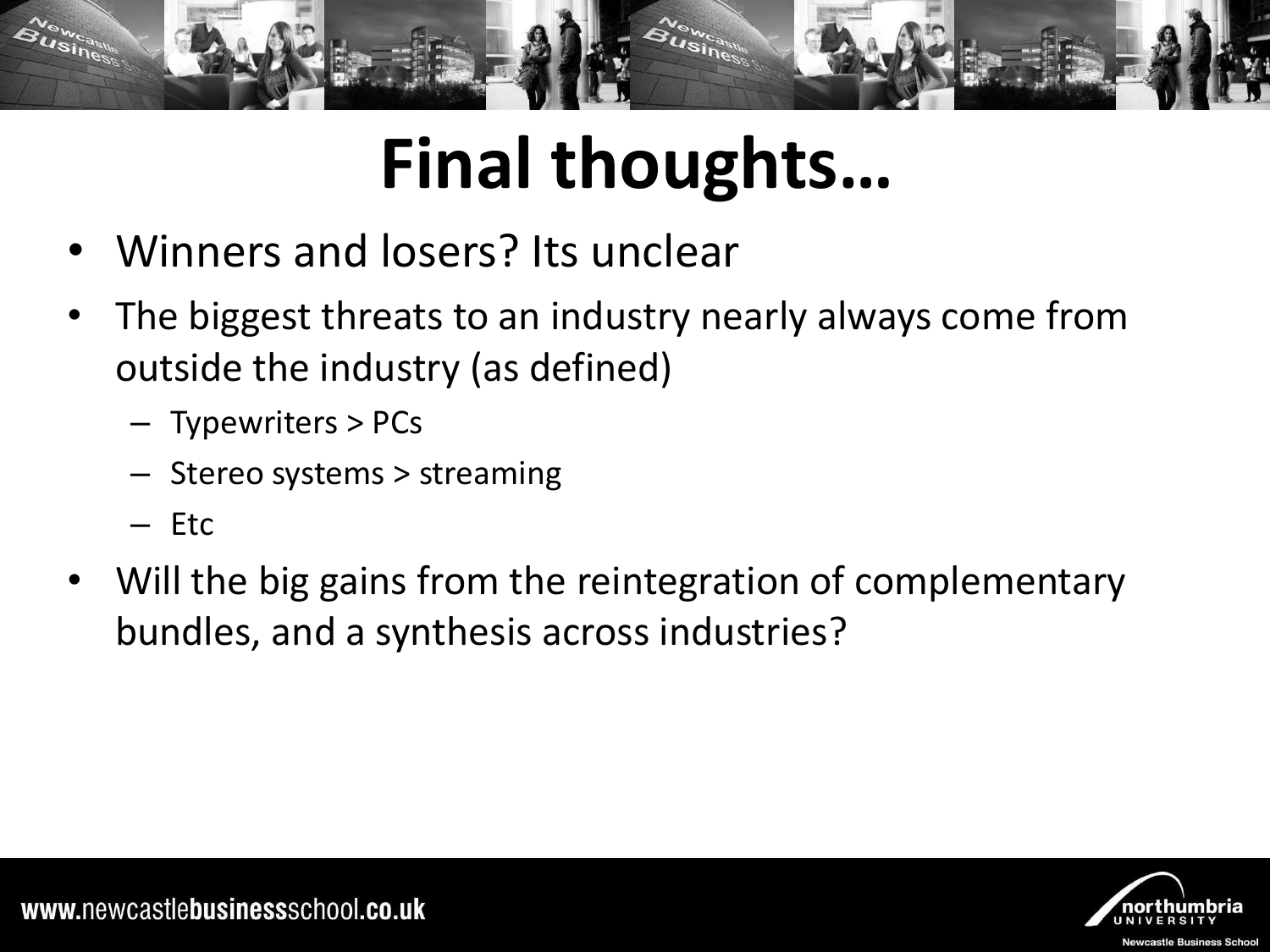# Final thoughts…

- Winners and losers? Its unclear
- The biggest threats to an industry nearly always come from outside the industry (as defined)
  - Typewriters > PCs
  - Stereo systems > streaming
  - Etc
- Will the big gains from the reintegration of complementary bundles, and a synthesis across industries?